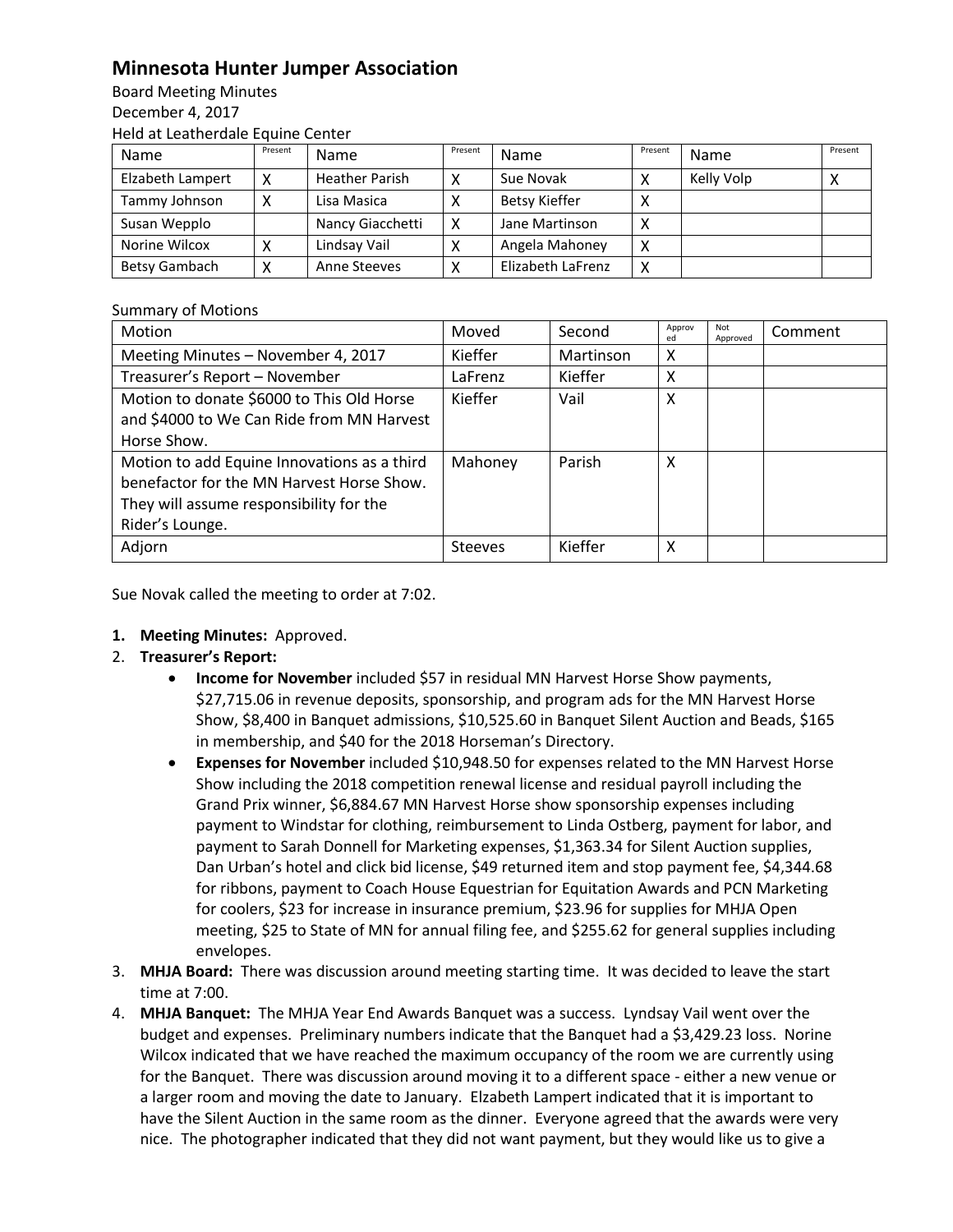# Minnesota Hunter Jumper Association

Board Meeting Minutes
December 4, 2017
Held at Leatherdale Equine Center

| Name | Present | Name | Present | Name | Present | Name | Present |
|---|---|---|---|---|---|---|---|
| Elzabeth Lampert | X | Heather Parish | X | Sue Novak | X | Kelly Volp | X |
| Tammy Johnson | X | Lisa Masica | X | Betsy Kieffer | X | | |
| Susan Wepplo | | Nancy Giacchetti | X | Jane Martinson | X | | |
| Norine Wilcox | X | Lindsay Vail | X | Angela Mahoney | X | | |
| Betsy Gambach | X | Anne Steeves | X | Elizabeth LaFrenz | X | | |

Summary of Motions

| Motion | Moved | Second | Approved | Not Approved | Comment |
|---|---|---|---|---|---|
| Meeting Minutes – November 4, 2017 | Kieffer | Martinson | X | | |
| Treasurer's Report – November | LaFrenz | Kieffer | X | | |
| Motion to donate $6000 to This Old Horse and $4000 to We Can Ride from MN Harvest Horse Show. | Kieffer | Vail | X | | |
| Motion to add Equine Innovations as a third benefactor for the MN Harvest Horse Show. They will assume responsibility for the Rider's Lounge. | Mahoney | Parish | X | | |
| Adjorn | Steeves | Kieffer | X | | |

Sue Novak called the meeting to order at 7:02.

1. **Meeting Minutes:** Approved.
2. **Treasurer's Report:**
   - **Income for November** included $57 in residual MN Harvest Horse Show payments, $27,715.06 in revenue deposits, sponsorship, and program ads for the MN Harvest Horse Show, $8,400 in Banquet admissions, $10,525.60 in Banquet Silent Auction and Beads, $165 in membership, and $40 for the 2018 Horseman's Directory.
   - **Expenses for November** included $10,948.50 for expenses related to the MN Harvest Horse Show including the 2018 competition renewal license and residual payroll including the Grand Prix winner, $6,884.67 MN Harvest Horse show sponsorship expenses including payment to Windstar for clothing, reimbursement to Linda Ostberg, payment for labor, and payment to Sarah Donnell for Marketing expenses, $1,363.34 for Silent Auction supplies, Dan Urban's hotel and click bid license, $49 returned item and stop payment fee, $4,344.68 for ribbons, payment to Coach House Equestrian for Equitation Awards and PCN Marketing for coolers, $23 for increase in insurance premium, $23.96 for supplies for MHJA Open meeting, $25 to State of MN for annual filing fee, and $255.62 for general supplies including envelopes.
3. **MHJA Board:** There was discussion around meeting starting time. It was decided to leave the start time at 7:00.
4. **MHJA Banquet:** The MHJA Year End Awards Banquet was a success. Lyndsay Vail went over the budget and expenses. Preliminary numbers indicate that the Banquet had a $3,429.23 loss. Norine Wilcox indicated that we have reached the maximum occupancy of the room we are currently using for the Banquet. There was discussion around moving it to a different space - either a new venue or a larger room and moving the date to January. Elzabeth Lampert indicated that it is important to have the Silent Auction in the same room as the dinner. Everyone agreed that the awards were very nice. The photographer indicated that they did not want payment, but they would like us to give a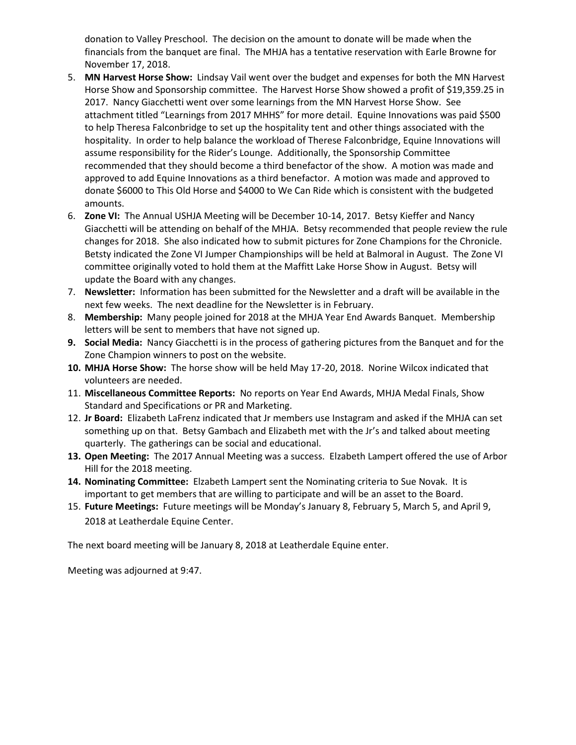donation to Valley Preschool. The decision on the amount to donate will be made when the financials from the banquet are final. The MHJA has a tentative reservation with Earle Browne for November 17, 2018.

5. **MN Harvest Horse Show:** Lindsay Vail went over the budget and expenses for both the MN Harvest Horse Show and Sponsorship committee. The Harvest Horse Show showed a profit of $19,359.25 in 2017. Nancy Giacchetti went over some learnings from the MN Harvest Horse Show. See attachment titled "Learnings from 2017 MHHS" for more detail. Equine Innovations was paid $500 to help Theresa Falconbridge to set up the hospitality tent and other things associated with the hospitality. In order to help balance the workload of Therese Falconbridge, Equine Innovations will assume responsibility for the Rider's Lounge. Additionally, the Sponsorship Committee recommended that they should become a third benefactor of the show. A motion was made and approved to add Equine Innovations as a third benefactor. A motion was made and approved to donate $6000 to This Old Horse and $4000 to We Can Ride which is consistent with the budgeted amounts.
6. **Zone VI:** The Annual USHJA Meeting will be December 10-14, 2017. Betsy Kieffer and Nancy Giacchetti will be attending on behalf of the MHJA. Betsy recommended that people review the rule changes for 2018. She also indicated how to submit pictures for Zone Champions for the Chronicle. Betsty indicated the Zone VI Jumper Championships will be held at Balmoral in August. The Zone VI committee originally voted to hold them at the Maffitt Lake Horse Show in August. Betsy will update the Board with any changes.
7. **Newsletter:** Information has been submitted for the Newsletter and a draft will be available in the next few weeks. The next deadline for the Newsletter is in February.
8. **Membership:** Many people joined for 2018 at the MHJA Year End Awards Banquet. Membership letters will be sent to members that have not signed up.
9. **Social Media:** Nancy Giacchetti is in the process of gathering pictures from the Banquet and for the Zone Champion winners to post on the website.
10. **MHJA Horse Show:** The horse show will be held May 17-20, 2018. Norine Wilcox indicated that volunteers are needed.
11. **Miscellaneous Committee Reports:** No reports on Year End Awards, MHJA Medal Finals, Show Standard and Specifications or PR and Marketing.
12. **Jr Board:** Elizabeth LaFrenz indicated that Jr members use Instagram and asked if the MHJA can set something up on that. Betsy Gambach and Elizabeth met with the Jr's and talked about meeting quarterly. The gatherings can be social and educational.
13. **Open Meeting:** The 2017 Annual Meeting was a success. Elzabeth Lampert offered the use of Arbor Hill for the 2018 meeting.
14. **Nominating Committee:** Elizabeth Lampert sent the Nominating criteria to Sue Novak. It is important to get members that are willing to participate and will be an asset to the Board.
15. **Future Meetings:** Future meetings will be Monday's January 8, February 5, March 5, and April 9, 2018 at Leatherdale Equine Center.

The next board meeting will be January 8, 2018 at Leatherdale Equine enter.

Meeting was adjourned at 9:47.